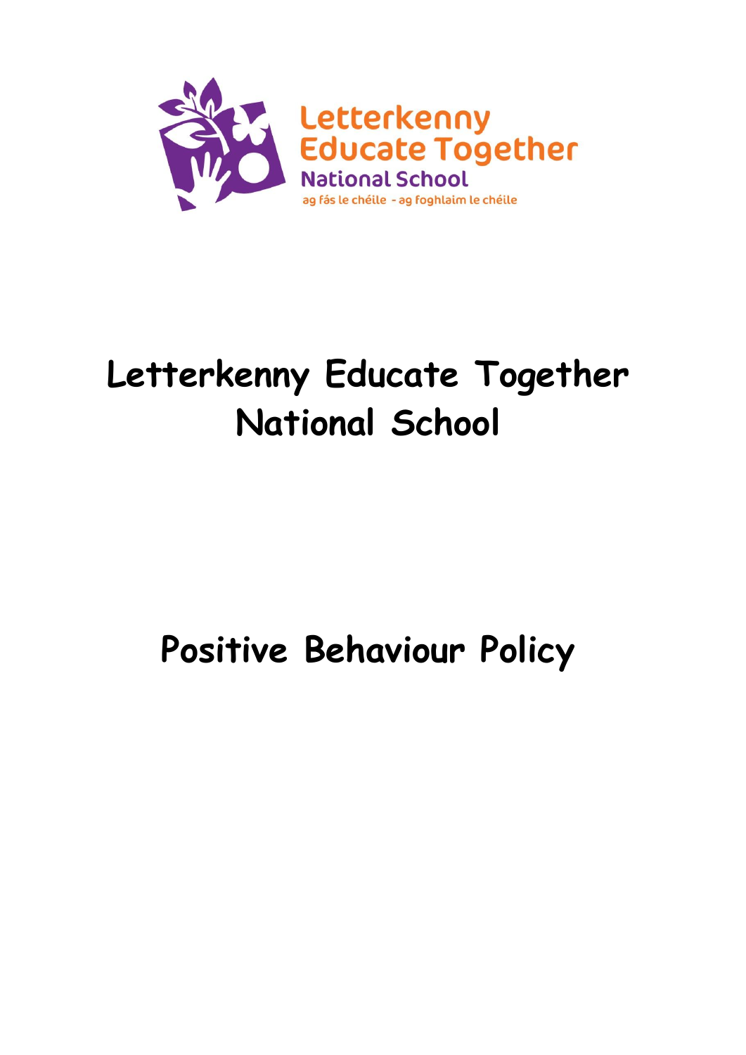Letterkenny Educate Together

National School

ag fás le chéile - ag foghlaim le chéile

# Letterkenny Educate Together National School

# Positive Behaviour Policy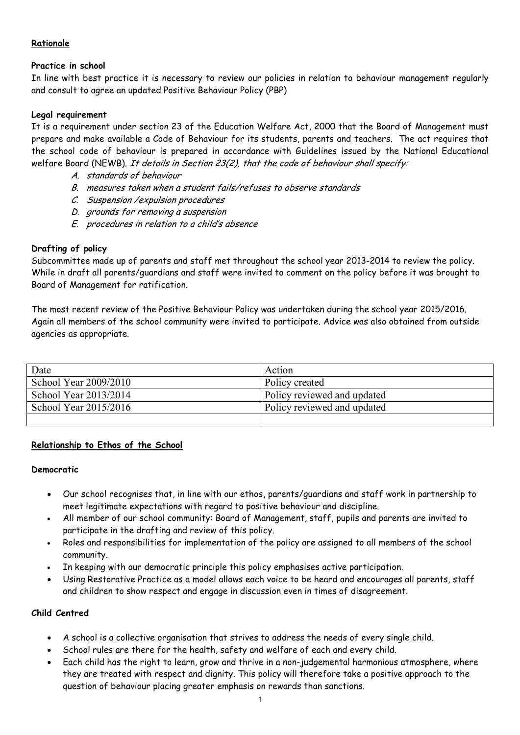**Rationale**

**Practice in school**

In line with best practice it is necessary to review our policies in relation to behaviour management regularly and consult to agree an updated Positive Behaviour Policy (PBP)

**Legal requirement**

It is a requirement under section 23 of the Education Welfare Act, 2000 that the Board of Management must prepare and make available a Code of Behaviour for its students, parents and teachers. The act requires that the school code of behaviour is prepared in accordance with Guidelines issued by the National Educational welfare Board (NEWB). *It details in Section 23(2), that the code of behaviour shall specify:*

A. *standards of behaviour*
B. *measures taken when a student fails/refuses to observe standards*
C. *Suspension /expulsion procedures*
D. *grounds for removing a suspension*
E. *procedures in relation to a child's absence*

**Drafting of policy**

Subcommittee made up of parents and staff met throughout the school year 2013-2014 to review the policy. While in draft all parents/guardians and staff were invited to comment on the policy before it was brought to Board of Management for ratification.

The most recent review of the Positive Behaviour Policy was undertaken during the school year 2015/2016. Again all members of the school community were invited to participate. Advice was also obtained from outside agencies as appropriate.

| Date | Action |
|---|---|
| School Year 2009/2010 | Policy created |
| School Year 2013/2014 | Policy reviewed and updated |
| School Year 2015/2016 | Policy reviewed and updated |
| | |

**Relationship to Ethos of the School**

**Democratic**

- Our school recognises that, in line with our ethos, parents/guardians and staff work in partnership to meet legitimate expectations with regard to positive behaviour and discipline.
- All member of our school community: Board of Management, staff, pupils and parents are invited to participate in the drafting and review of this policy.
- Roles and responsibilities for implementation of the policy are assigned to all members of the school community.
- In keeping with our democratic principle this policy emphasises active participation.
- Using Restorative Practice as a model allows each voice to be heard and encourages all parents, staff and children to show respect and engage in discussion even in times of disagreement.

**Child Centred**

- A school is a collective organisation that strives to address the needs of every single child.
- School rules are there for the health, safety and welfare of each and every child.
- Each child has the right to learn, grow and thrive in a non-judgemental harmonious atmosphere, where they are treated with respect and dignity. This policy will therefore take a positive approach to the question of behaviour placing greater emphasis on rewards than sanctions.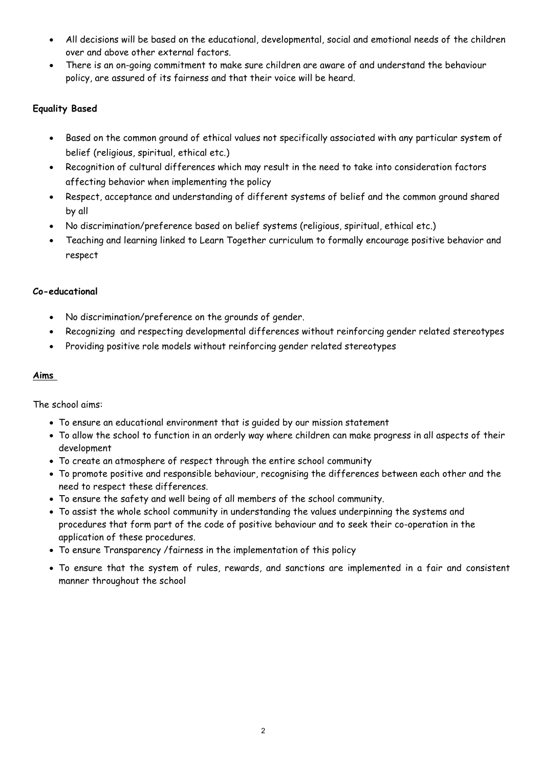- All decisions will be based on the educational, developmental, social and emotional needs of the children over and above other external factors.
- There is an on-going commitment to make sure children are aware of and understand the behaviour policy, are assured of its fairness and that their voice will be heard.

**Equality Based**

- Based on the common ground of ethical values not specifically associated with any particular system of belief (religious, spiritual, ethical etc.)
- Recognition of cultural differences which may result in the need to take into consideration factors affecting behavior when implementing the policy
- Respect, acceptance and understanding of different systems of belief and the common ground shared by all
- No discrimination/preference based on belief systems (religious, spiritual, ethical etc.)
- Teaching and learning linked to Learn Together curriculum to formally encourage positive behavior and respect

**Co-educational**

- No discrimination/preference on the grounds of gender.
- Recognizing and respecting developmental differences without reinforcing gender related stereotypes
- Providing positive role models without reinforcing gender related stereotypes

**Aims**

The school aims:

- To ensure an educational environment that is guided by our mission statement
- To allow the school to function in an orderly way where children can make progress in all aspects of their development
- To create an atmosphere of respect through the entire school community
- To promote positive and responsible behaviour, recognising the differences between each other and the need to respect these differences.
- To ensure the safety and well being of all members of the school community.
- To assist the whole school community in understanding the values underpinning the systems and procedures that form part of the code of positive behaviour and to seek their co-operation in the application of these procedures.
- To ensure Transparency /fairness in the implementation of this policy
- To ensure that the system of rules, rewards, and sanctions are implemented in a fair and consistent manner throughout the school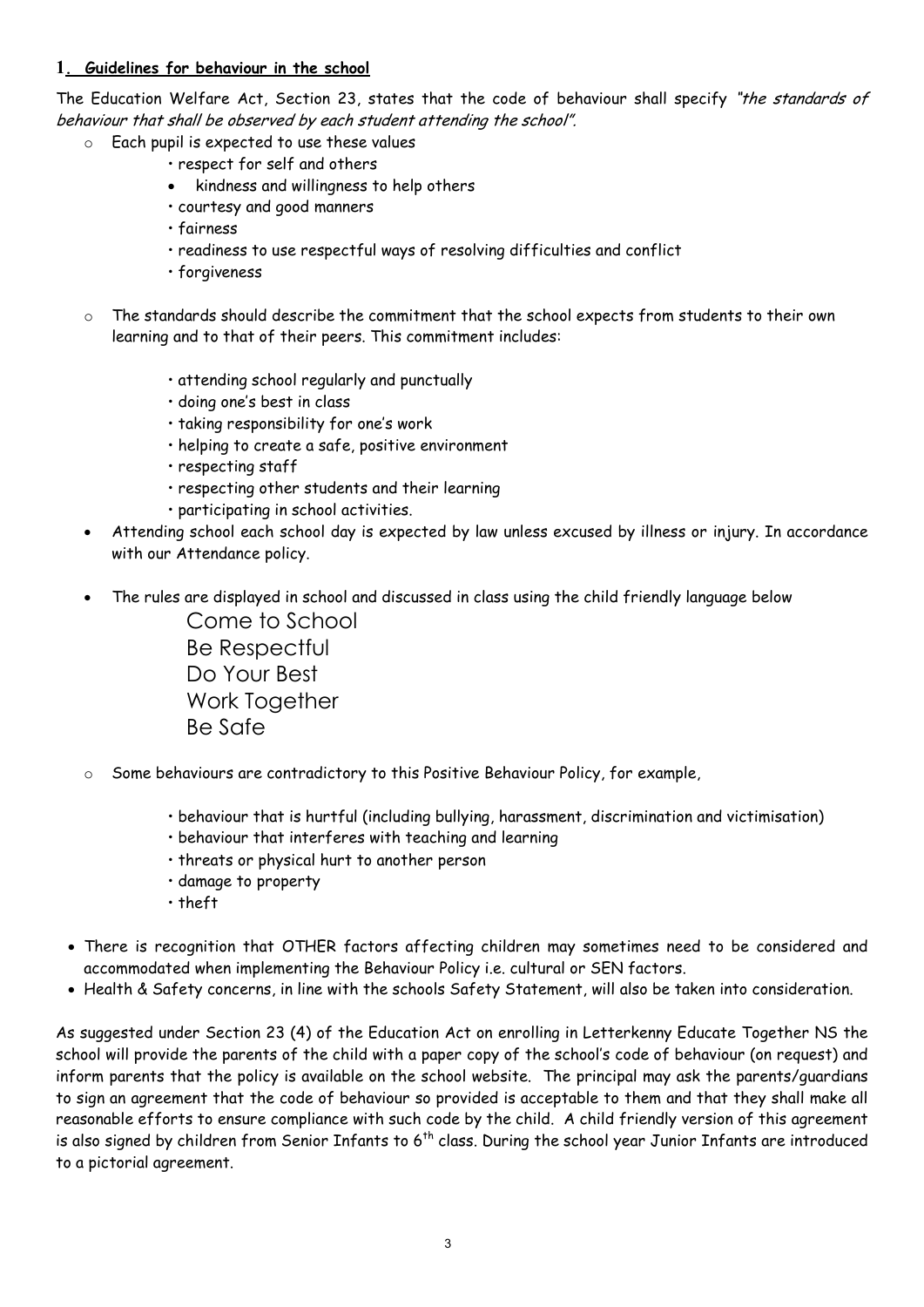## 1. Guidelines for behaviour in the school

The Education Welfare Act, Section 23, states that the code of behaviour shall specify *"the standards of behaviour that shall be observed by each student attending the school".*

- Each pupil is expected to use these values
  - respect for self and others
  - kindness and willingness to help others
  - courtesy and good manners
  - fairness
  - readiness to use respectful ways of resolving difficulties and conflict
  - forgiveness

- The standards should describe the commitment that the school expects from students to their own learning and to that of their peers. This commitment includes:
  - attending school regularly and punctually
  - doing one's best in class
  - taking responsibility for one's work
  - helping to create a safe, positive environment
  - respecting staff
  - respecting other students and their learning
  - participating in school activities.

- Attending school each school day is expected by law unless excused by illness or injury. In accordance with our Attendance policy.

- The rules are displayed in school and discussed in class using the child friendly language below

  Come to School
  Be Respectful
  Do Your Best
  Work Together
  Be Safe

- Some behaviours are contradictory to this Positive Behaviour Policy, for example,
  - behaviour that is hurtful (including bullying, harassment, discrimination and victimisation)
  - behaviour that interferes with teaching and learning
  - threats or physical hurt to another person
  - damage to property
  - theft

- There is recognition that OTHER factors affecting children may sometimes need to be considered and accommodated when implementing the Behaviour Policy i.e. cultural or SEN factors.
- Health & Safety concerns, in line with the schools Safety Statement, will also be taken into consideration.

As suggested under Section 23 (4) of the Education Act on enrolling in Letterkenny Educate Together NS the school will provide the parents of the child with a paper copy of the school's code of behaviour (on request) and inform parents that the policy is available on the school website. The principal may ask the parents/guardians to sign an agreement that the code of behaviour so provided is acceptable to them and that they shall make all reasonable efforts to ensure compliance with such code by the child. A child friendly version of this agreement is also signed by children from Senior Infants to 6th class. During the school year Junior Infants are introduced to a pictorial agreement.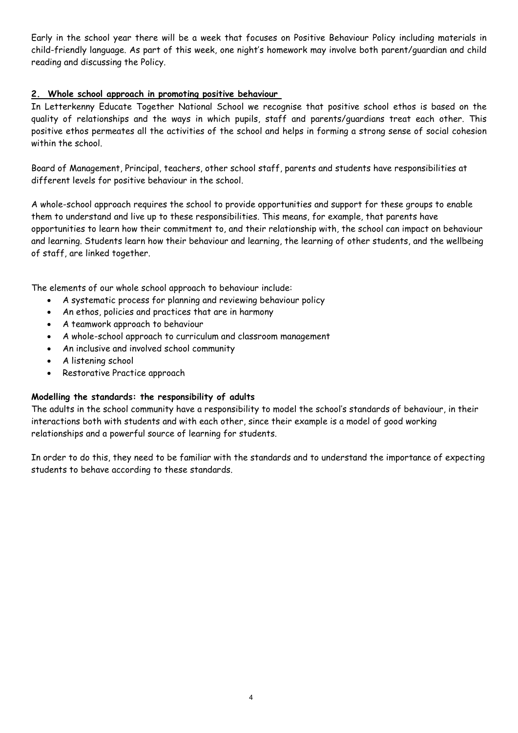Early in the school year there will be a week that focuses on Positive Behaviour Policy including materials in child-friendly language. As part of this week, one night's homework may involve both parent/guardian and child reading and discussing the Policy.

## 2. Whole school approach in promoting positive behaviour

In Letterkenny Educate Together National School we recognise that positive school ethos is based on the quality of relationships and the ways in which pupils, staff and parents/guardians treat each other. This positive ethos permeates all the activities of the school and helps in forming a strong sense of social cohesion within the school.

Board of Management, Principal, teachers, other school staff, parents and students have responsibilities at different levels for positive behaviour in the school.

A whole-school approach requires the school to provide opportunities and support for these groups to enable them to understand and live up to these responsibilities. This means, for example, that parents have opportunities to learn how their commitment to, and their relationship with, the school can impact on behaviour and learning. Students learn how their behaviour and learning, the learning of other students, and the wellbeing of staff, are linked together.

The elements of our whole school approach to behaviour include:

- A systematic process for planning and reviewing behaviour policy
- An ethos, policies and practices that are in harmony
- A teamwork approach to behaviour
- A whole-school approach to curriculum and classroom management
- An inclusive and involved school community
- A listening school
- Restorative Practice approach

**Modelling the standards: the responsibility of adults**

The adults in the school community have a responsibility to model the school's standards of behaviour, in their interactions both with students and with each other, since their example is a model of good working relationships and a powerful source of learning for students.

In order to do this, they need to be familiar with the standards and to understand the importance of expecting students to behave according to these standards.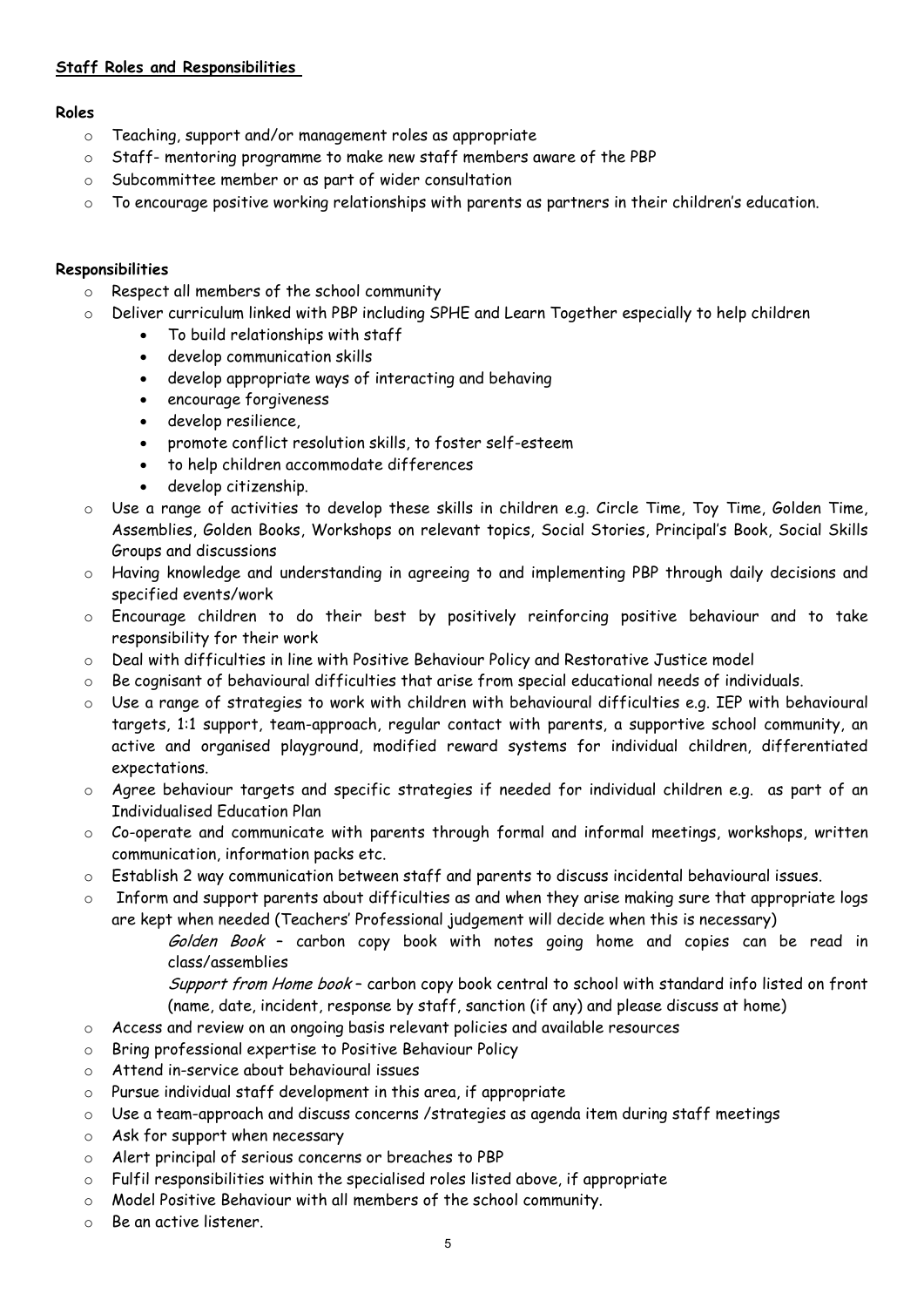## Staff Roles and Responsibilities

**Roles**

- Teaching, support and/or management roles as appropriate
- Staff- mentoring programme to make new staff members aware of the PBP
- Subcommittee member or as part of wider consultation
- To encourage positive working relationships with parents as partners in their children's education.

**Responsibilities**

- Respect all members of the school community
- Deliver curriculum linked with PBP including SPHE and Learn Together especially to help children
  - To build relationships with staff
  - develop communication skills
  - develop appropriate ways of interacting and behaving
  - encourage forgiveness
  - develop resilience,
  - promote conflict resolution skills, to foster self-esteem
  - to help children accommodate differences
  - develop citizenship.
- Use a range of activities to develop these skills in children e.g. Circle Time, Toy Time, Golden Time, Assemblies, Golden Books, Workshops on relevant topics, Social Stories, Principal's Book, Social Skills Groups and discussions
- Having knowledge and understanding in agreeing to and implementing PBP through daily decisions and specified events/work
- Encourage children to do their best by positively reinforcing positive behaviour and to take responsibility for their work
- Deal with difficulties in line with Positive Behaviour Policy and Restorative Justice model
- Be cognisant of behavioural difficulties that arise from special educational needs of individuals.
- Use a range of strategies to work with children with behavioural difficulties e.g. IEP with behavioural targets, 1:1 support, team-approach, regular contact with parents, a supportive school community, an active and organised playground, modified reward systems for individual children, differentiated expectations.
- Agree behaviour targets and specific strategies if needed for individual children e.g. as part of an Individualised Education Plan
- Co-operate and communicate with parents through formal and informal meetings, workshops, written communication, information packs etc.
- Establish 2 way communication between staff and parents to discuss incidental behavioural issues.
- Inform and support parents about difficulties as and when they arise making sure that appropriate logs are kept when needed (Teachers' Professional judgement will decide when this is necessary)

  *Golden Book* – carbon copy book with notes going home and copies can be read in class/assemblies

  *Support from Home book* – carbon copy book central to school with standard info listed on front (name, date, incident, response by staff, sanction (if any) and please discuss at home)
- Access and review on an ongoing basis relevant policies and available resources
- Bring professional expertise to Positive Behaviour Policy
- Attend in-service about behavioural issues
- Pursue individual staff development in this area, if appropriate
- Use a team-approach and discuss concerns /strategies as agenda item during staff meetings
- Ask for support when necessary
- Alert principal of serious concerns or breaches to PBP
- Fulfil responsibilities within the specialised roles listed above, if appropriate
- Model Positive Behaviour with all members of the school community.
- Be an active listener.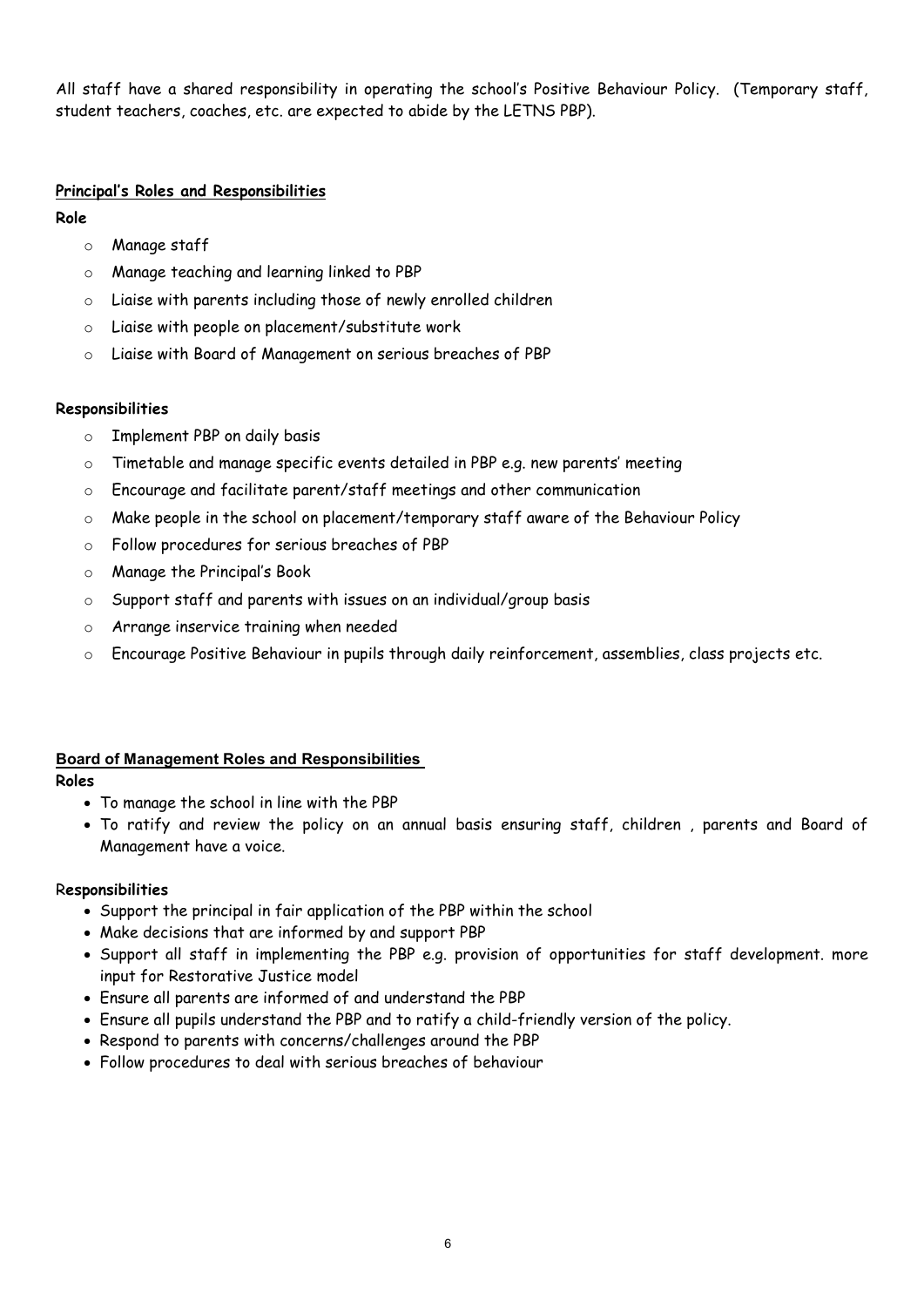All staff have a shared responsibility in operating the school's Positive Behaviour Policy. (Temporary staff, student teachers, coaches, etc. are expected to abide by the LETNS PBP).

**Principal's Roles and Responsibilities**

**Role**

- Manage staff
- Manage teaching and learning linked to PBP
- Liaise with parents including those of newly enrolled children
- Liaise with people on placement/substitute work
- Liaise with Board of Management on serious breaches of PBP

**Responsibilities**

- Implement PBP on daily basis
- Timetable and manage specific events detailed in PBP e.g. new parents' meeting
- Encourage and facilitate parent/staff meetings and other communication
- Make people in the school on placement/temporary staff aware of the Behaviour Policy
- Follow procedures for serious breaches of PBP
- Manage the Principal's Book
- Support staff and parents with issues on an individual/group basis
- Arrange inservice training when needed
- Encourage Positive Behaviour in pupils through daily reinforcement, assemblies, class projects etc.

**Board of Management Roles and Responsibilities**

**Roles**

- To manage the school in line with the PBP
- To ratify and review the policy on an annual basis ensuring staff, children , parents and Board of Management have a voice.

**Responsibilities**

- Support the principal in fair application of the PBP within the school
- Make decisions that are informed by and support PBP
- Support all staff in implementing the PBP e.g. provision of opportunities for staff development. more input for Restorative Justice model
- Ensure all parents are informed of and understand the PBP
- Ensure all pupils understand the PBP and to ratify a child-friendly version of the policy.
- Respond to parents with concerns/challenges around the PBP
- Follow procedures to deal with serious breaches of behaviour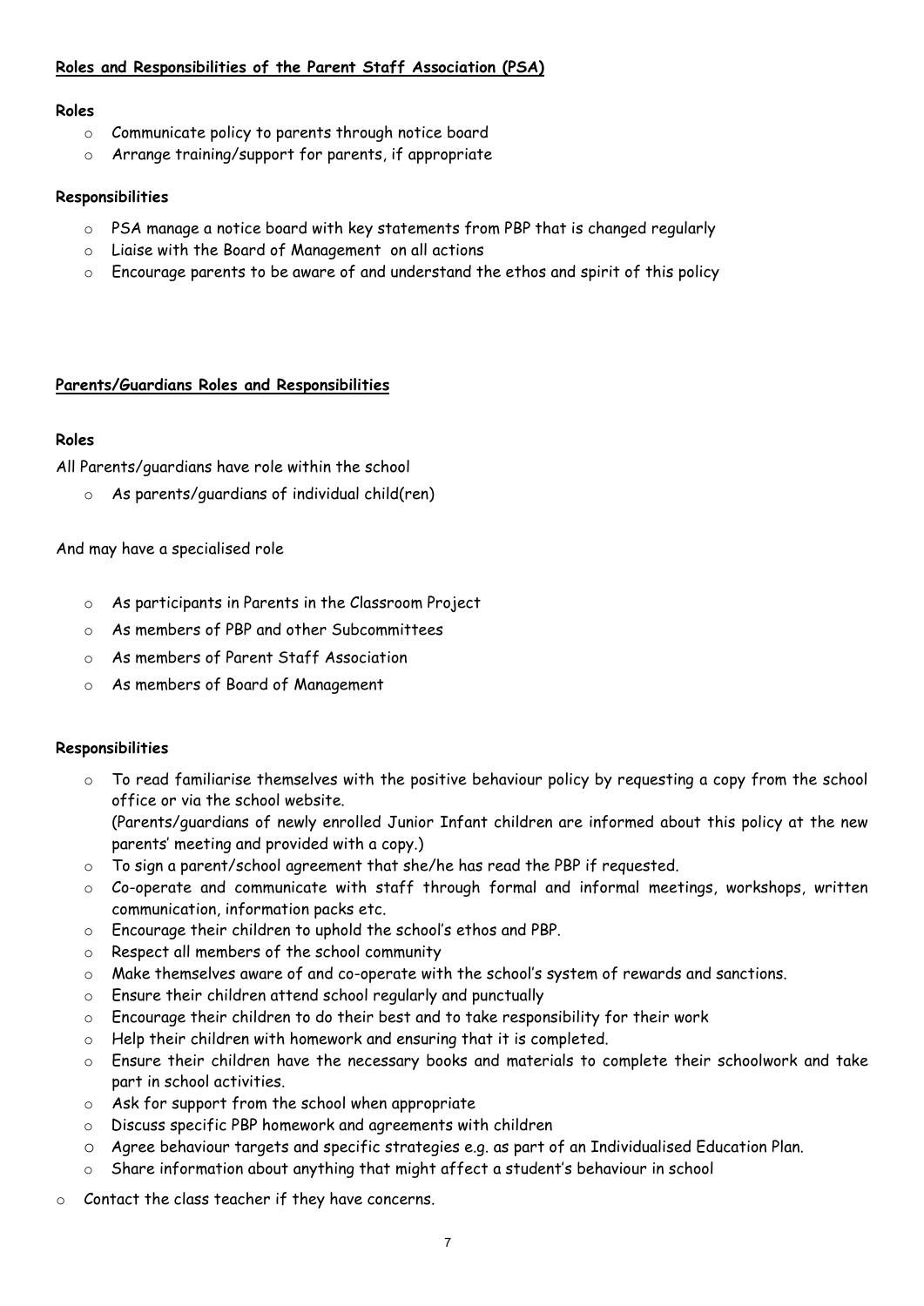## Roles and Responsibilities of the Parent Staff Association (PSA)

**Roles**

- Communicate policy to parents through notice board
- Arrange training/support for parents, if appropriate

**Responsibilities**

- PSA manage a notice board with key statements from PBP that is changed regularly
- Liaise with the Board of Management on all actions
- Encourage parents to be aware of and understand the ethos and spirit of this policy

## Parents/Guardians Roles and Responsibilities

**Roles**

All Parents/guardians have role within the school

- As parents/guardians of individual child(ren)

And may have a specialised role

- As participants in Parents in the Classroom Project
- As members of PBP and other Subcommittees
- As members of Parent Staff Association
- As members of Board of Management

**Responsibilities**

- To read familiarise themselves with the positive behaviour policy by requesting a copy from the school office or via the school website.
  (Parents/guardians of newly enrolled Junior Infant children are informed about this policy at the new parents' meeting and provided with a copy.)
- To sign a parent/school agreement that she/he has read the PBP if requested.
- Co-operate and communicate with staff through formal and informal meetings, workshops, written communication, information packs etc.
- Encourage their children to uphold the school's ethos and PBP.
- Respect all members of the school community
- Make themselves aware of and co-operate with the school's system of rewards and sanctions.
- Ensure their children attend school regularly and punctually
- Encourage their children to do their best and to take responsibility for their work
- Help their children with homework and ensuring that it is completed.
- Ensure their children have the necessary books and materials to complete their schoolwork and take part in school activities.
- Ask for support from the school when appropriate
- Discuss specific PBP homework and agreements with children
- Agree behaviour targets and specific strategies e.g. as part of an Individualised Education Plan.
- Share information about anything that might affect a student's behaviour in school
- Contact the class teacher if they have concerns.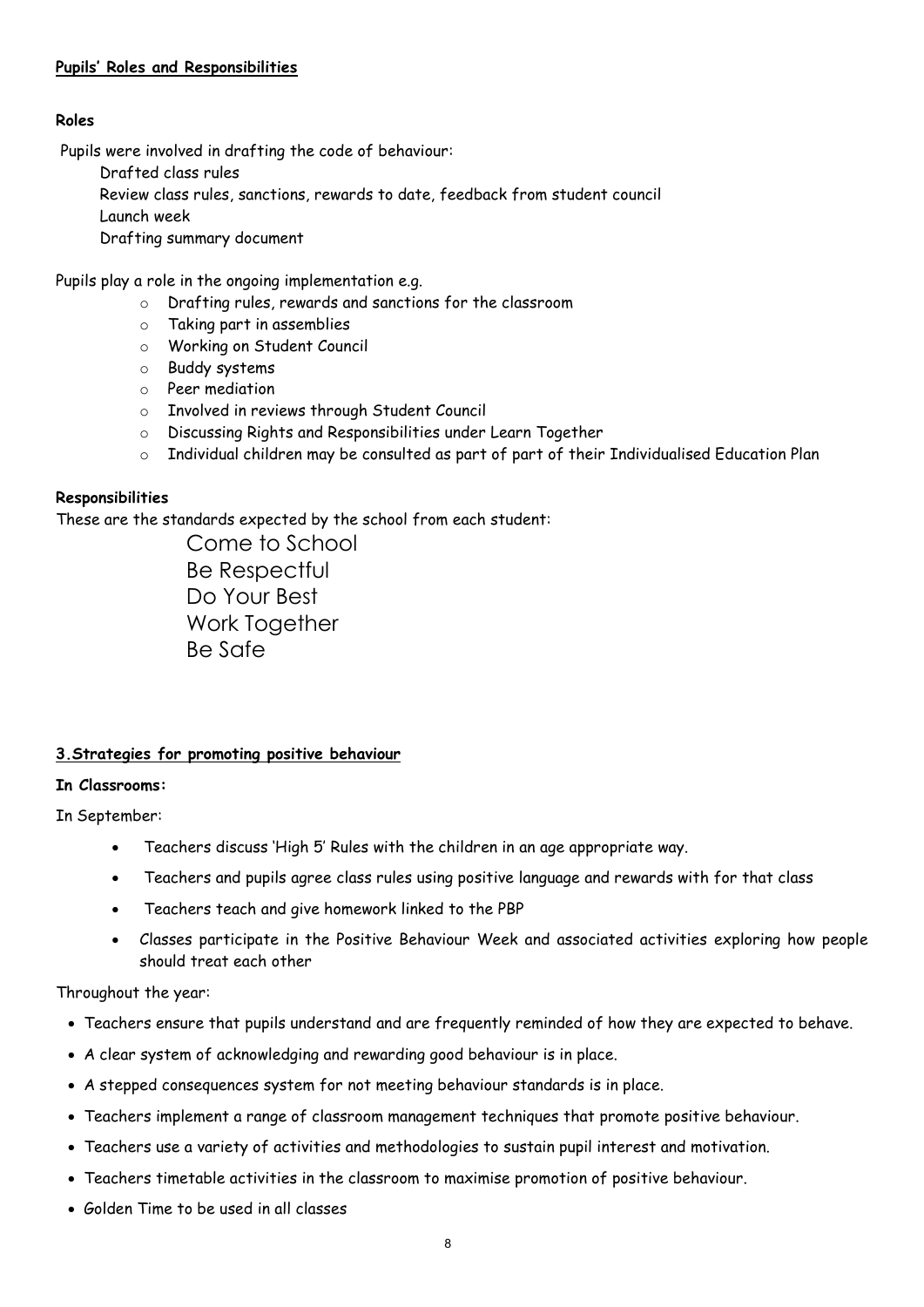## Pupils' Roles and Responsibilities

### Roles

Pupils were involved in drafting the code of behaviour:

Drafted class rules
Review class rules, sanctions, rewards to date, feedback from student council
Launch week
Drafting summary document

Pupils play a role in the ongoing implementation e.g.

- Drafting rules, rewards and sanctions for the classroom
- Taking part in assemblies
- Working on Student Council
- Buddy systems
- Peer mediation
- Involved in reviews through Student Council
- Discussing Rights and Responsibilities under Learn Together
- Individual children may be consulted as part of part of their Individualised Education Plan

### Responsibilities

These are the standards expected by the school from each student:

Come to School
Be Respectful
Do Your Best
Work Together
Be Safe

## 3.Strategies for promoting positive behaviour

### In Classrooms:

In September:

- Teachers discuss 'High 5' Rules with the children in an age appropriate way.
- Teachers and pupils agree class rules using positive language and rewards with for that class
- Teachers teach and give homework linked to the PBP
- Classes participate in the Positive Behaviour Week and associated activities exploring how people should treat each other

Throughout the year:

- Teachers ensure that pupils understand and are frequently reminded of how they are expected to behave.
- A clear system of acknowledging and rewarding good behaviour is in place.
- A stepped consequences system for not meeting behaviour standards is in place.
- Teachers implement a range of classroom management techniques that promote positive behaviour.
- Teachers use a variety of activities and methodologies to sustain pupil interest and motivation.
- Teachers timetable activities in the classroom to maximise promotion of positive behaviour.
- Golden Time to be used in all classes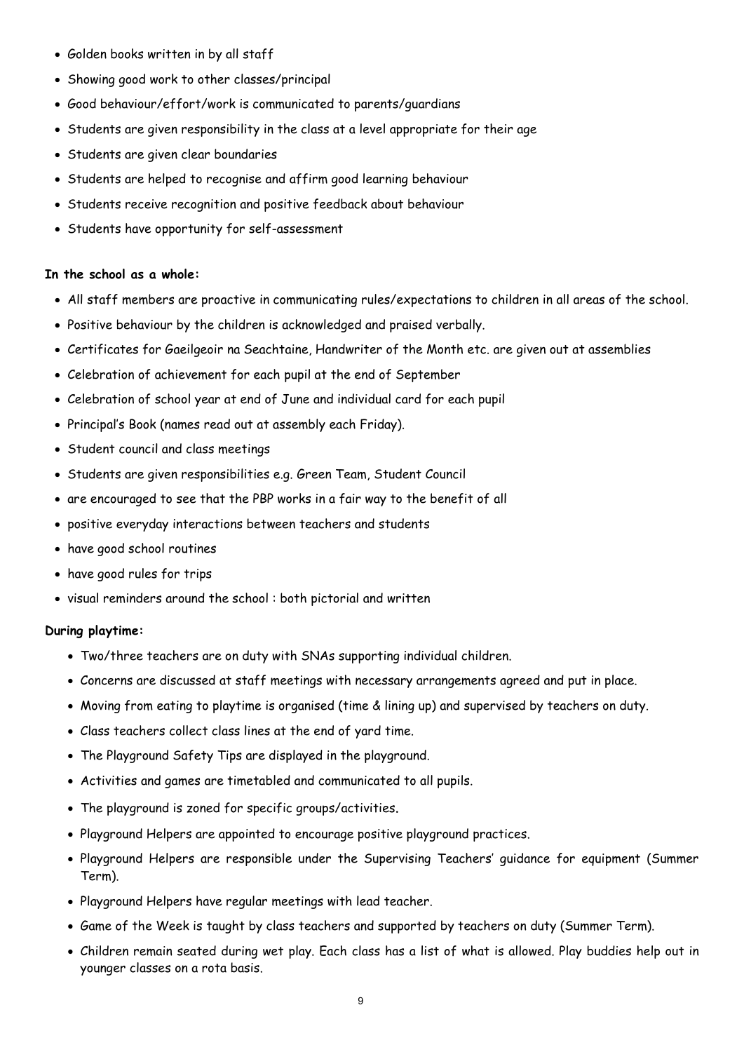- Golden books written in by all staff
- Showing good work to other classes/principal
- Good behaviour/effort/work is communicated to parents/guardians
- Students are given responsibility in the class at a level appropriate for their age
- Students are given clear boundaries
- Students are helped to recognise and affirm good learning behaviour
- Students receive recognition and positive feedback about behaviour
- Students have opportunity for self-assessment

**In the school as a whole:**

- All staff members are proactive in communicating rules/expectations to children in all areas of the school.
- Positive behaviour by the children is acknowledged and praised verbally.
- Certificates for Gaeilgeoir na Seachtaine, Handwriter of the Month etc. are given out at assemblies
- Celebration of achievement for each pupil at the end of September
- Celebration of school year at end of June and individual card for each pupil
- Principal's Book (names read out at assembly each Friday).
- Student council and class meetings
- Students are given responsibilities e.g. Green Team, Student Council
- are encouraged to see that the PBP works in a fair way to the benefit of all
- positive everyday interactions between teachers and students
- have good school routines
- have good rules for trips
- visual reminders around the school : both pictorial and written

**During playtime:**

- Two/three teachers are on duty with SNAs supporting individual children.
- Concerns are discussed at staff meetings with necessary arrangements agreed and put in place.
- Moving from eating to playtime is organised (time & lining up) and supervised by teachers on duty.
- Class teachers collect class lines at the end of yard time.
- The Playground Safety Tips are displayed in the playground.
- Activities and games are timetabled and communicated to all pupils.
- The playground is zoned for specific groups/activities.
- Playground Helpers are appointed to encourage positive playground practices.
- Playground Helpers are responsible under the Supervising Teachers' guidance for equipment (Summer Term).
- Playground Helpers have regular meetings with lead teacher.
- Game of the Week is taught by class teachers and supported by teachers on duty (Summer Term).
- Children remain seated during wet play. Each class has a list of what is allowed. Play buddies help out in younger classes on a rota basis.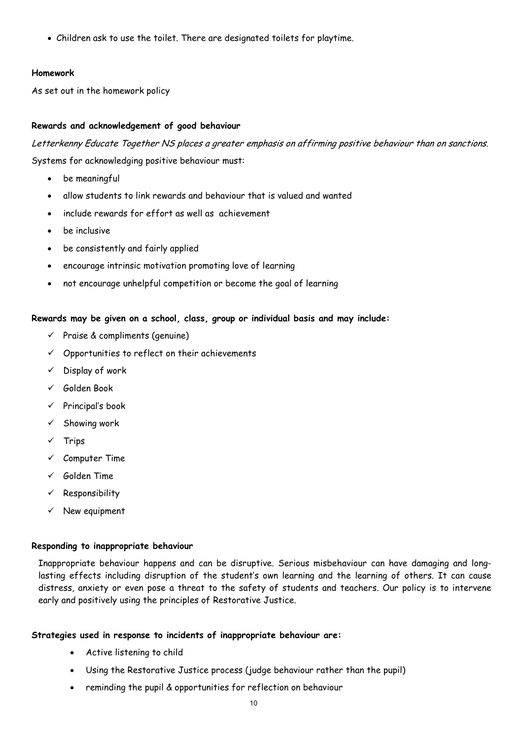- Children ask to use the toilet. There are designated toilets for playtime.

**Homework**

As set out in the homework policy

**Rewards and acknowledgement of good behaviour**

*Letterkenny Educate Together NS places a greater emphasis on affirming positive behaviour than on sanctions.*

Systems for acknowledging positive behaviour must:

- be meaningful
- allow students to link rewards and behaviour that is valued and wanted
- include rewards for effort as well as achievement
- be inclusive
- be consistently and fairly applied
- encourage intrinsic motivation promoting love of learning
- not encourage unhelpful competition or become the goal of learning

**Rewards may be given on a school, class, group or individual basis and may include:**

- ✓ Praise & compliments (genuine)
- ✓ Opportunities to reflect on their achievements
- ✓ Display of work
- ✓ Golden Book
- ✓ Principal's book
- ✓ Showing work
- ✓ Trips
- ✓ Computer Time
- ✓ Golden Time
- ✓ Responsibility
- ✓ New equipment

**Responding to inappropriate behaviour**

Inappropriate behaviour happens and can be disruptive. Serious misbehaviour can have damaging and long-lasting effects including disruption of the student's own learning and the learning of others. It can cause distress, anxiety or even pose a threat to the safety of students and teachers. Our policy is to intervene early and positively using the principles of Restorative Justice.

**Strategies used in response to incidents of inappropriate behaviour are:**

- Active listening to child
- Using the Restorative Justice process (judge behaviour rather than the pupil)
- reminding the pupil & opportunities for reflection on behaviour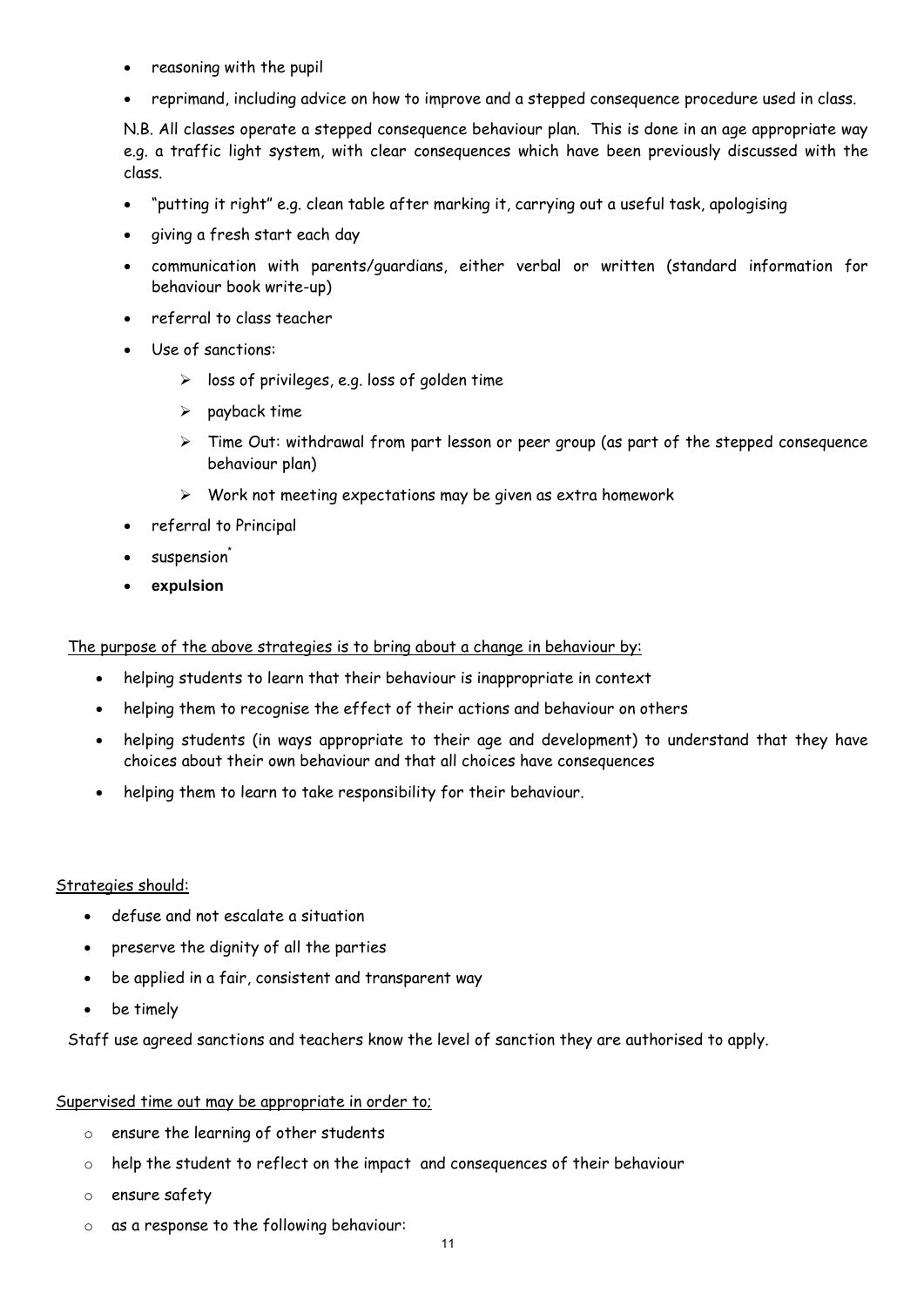- reasoning with the pupil
- reprimand, including advice on how to improve and a stepped consequence procedure used in class.

  N.B. All classes operate a stepped consequence behaviour plan. This is done in an age appropriate way e.g. a traffic light system, with clear consequences which have been previously discussed with the class.

- "putting it right" e.g. clean table after marking it, carrying out a useful task, apologising
- giving a fresh start each day
- communication with parents/guardians, either verbal or written (standard information for behaviour book write-up)
- referral to class teacher
- Use of sanctions:
  - loss of privileges, e.g. loss of golden time
  - payback time
  - Time Out: withdrawal from part lesson or peer group (as part of the stepped consequence behaviour plan)
  - Work not meeting expectations may be given as extra homework
- referral to Principal
- suspension*
- **expulsion**

<u>The purpose of the above strategies is to bring about a change in behaviour by:</u>

- helping students to learn that their behaviour is inappropriate in context
- helping them to recognise the effect of their actions and behaviour on others
- helping students (in ways appropriate to their age and development) to understand that they have choices about their own behaviour and that all choices have consequences
- helping them to learn to take responsibility for their behaviour.

<u>Strategies should:</u>

- defuse and not escalate a situation
- preserve the dignity of all the parties
- be applied in a fair, consistent and transparent way
- be timely

Staff use agreed sanctions and teachers know the level of sanction they are authorised to apply.

<u>Supervised time out may be appropriate in order to;</u>

- ensure the learning of other students
- help the student to reflect on the impact and consequences of their behaviour
- ensure safety
- as a response to the following behaviour: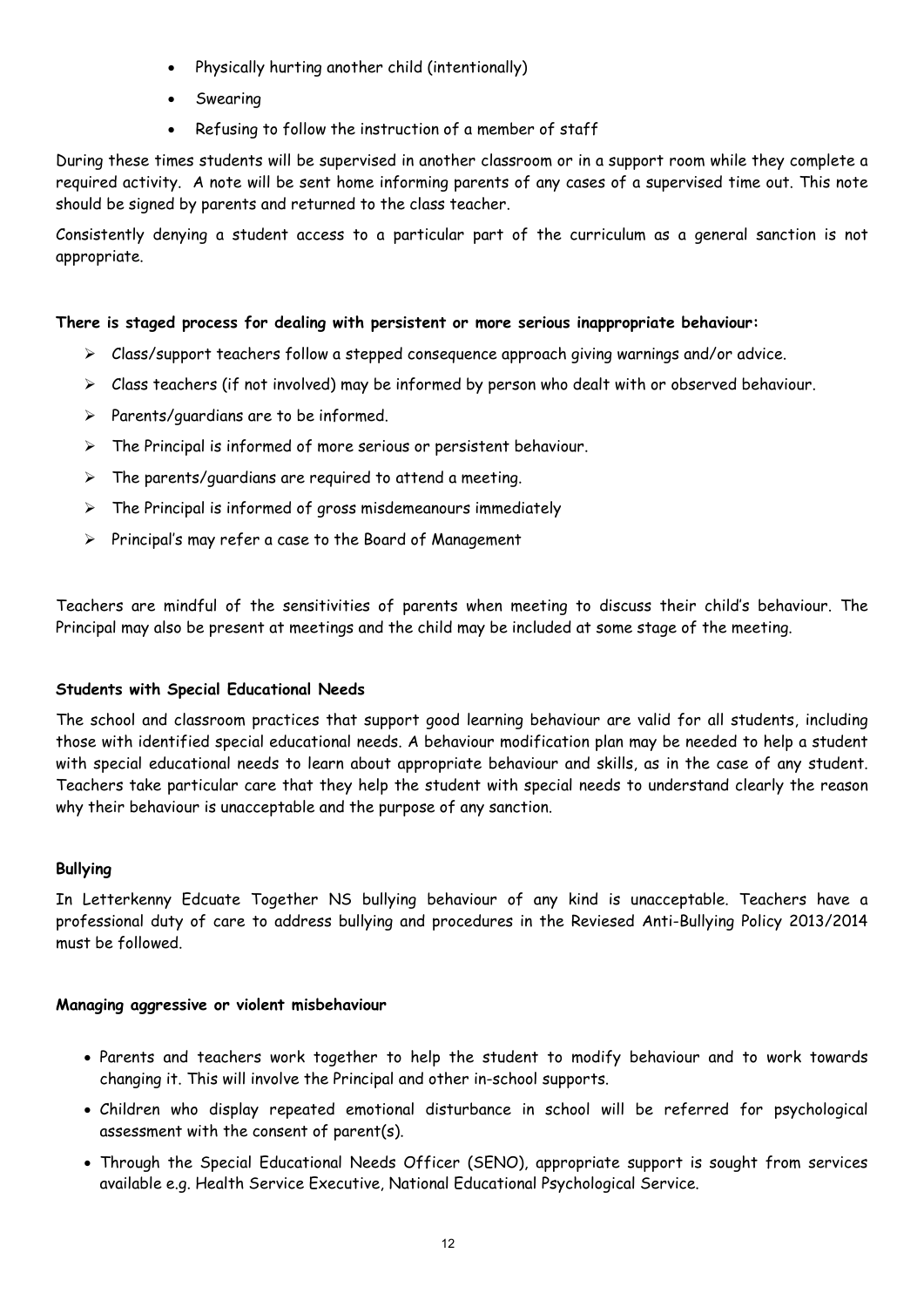- Physically hurting another child (intentionally)
- Swearing
- Refusing to follow the instruction of a member of staff

During these times students will be supervised in another classroom or in a support room while they complete a required activity. A note will be sent home informing parents of any cases of a supervised time out. This note should be signed by parents and returned to the class teacher.

Consistently denying a student access to a particular part of the curriculum as a general sanction is not appropriate.

**There is staged process for dealing with persistent or more serious inappropriate behaviour:**

- Class/support teachers follow a stepped consequence approach giving warnings and/or advice.
- Class teachers (if not involved) may be informed by person who dealt with or observed behaviour.
- Parents/guardians are to be informed.
- The Principal is informed of more serious or persistent behaviour.
- The parents/guardians are required to attend a meeting.
- The Principal is informed of gross misdemeanours immediately
- Principal's may refer a case to the Board of Management

Teachers are mindful of the sensitivities of parents when meeting to discuss their child's behaviour. The Principal may also be present at meetings and the child may be included at some stage of the meeting.

**Students with Special Educational Needs**

The school and classroom practices that support good learning behaviour are valid for all students, including those with identified special educational needs. A behaviour modification plan may be needed to help a student with special educational needs to learn about appropriate behaviour and skills, as in the case of any student. Teachers take particular care that they help the student with special needs to understand clearly the reason why their behaviour is unacceptable and the purpose of any sanction.

**Bullying**

In Letterkenny Edcuate Together NS bullying behaviour of any kind is unacceptable. Teachers have a professional duty of care to address bullying and procedures in the Reviesed Anti-Bullying Policy 2013/2014 must be followed.

**Managing aggressive or violent misbehaviour**

- Parents and teachers work together to help the student to modify behaviour and to work towards changing it. This will involve the Principal and other in-school supports.
- Children who display repeated emotional disturbance in school will be referred for psychological assessment with the consent of parent(s).
- Through the Special Educational Needs Officer (SENO), appropriate support is sought from services available e.g. Health Service Executive, National Educational Psychological Service.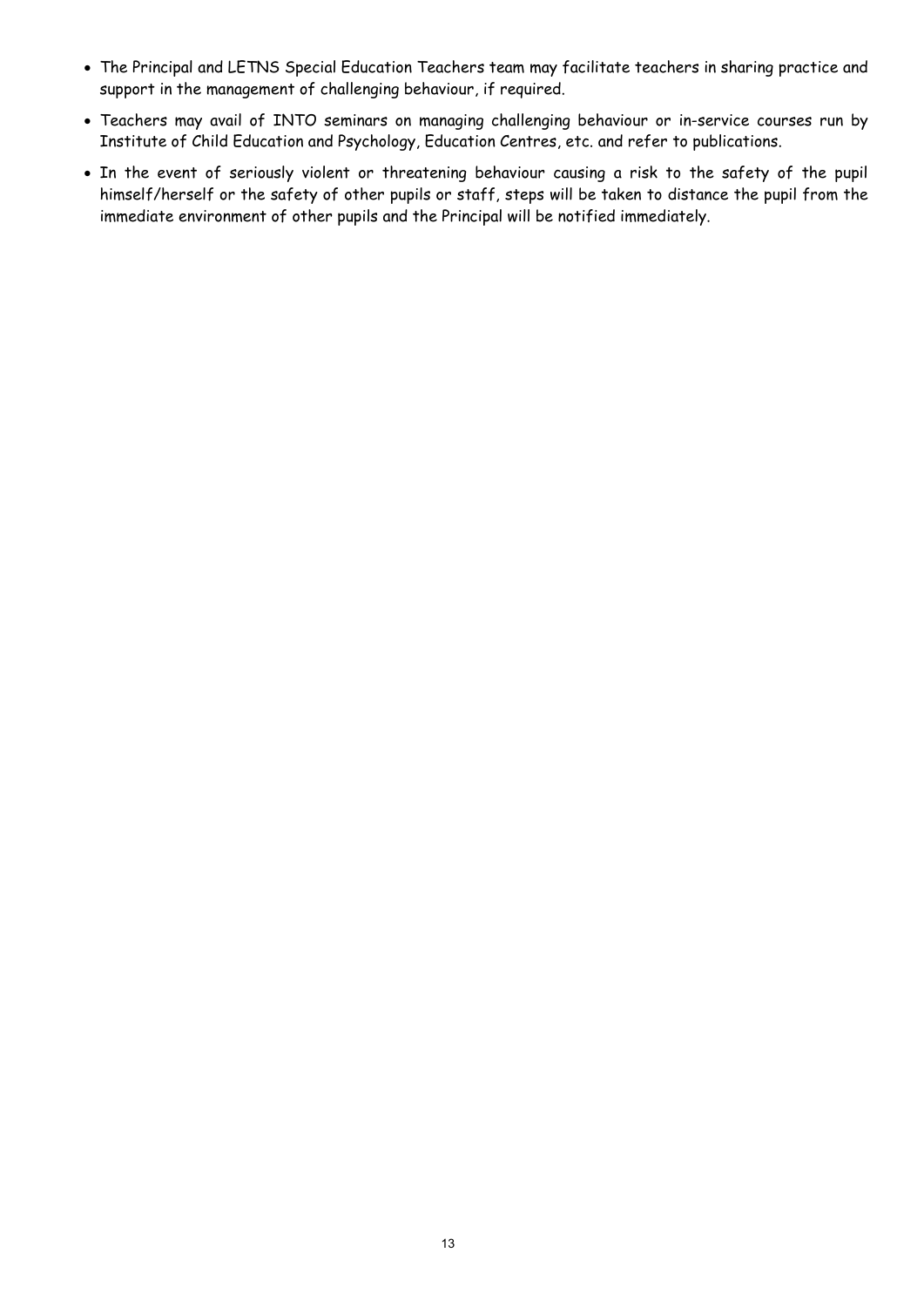- The Principal and LETNS Special Education Teachers team may facilitate teachers in sharing practice and support in the management of challenging behaviour, if required.
- Teachers may avail of INTO seminars on managing challenging behaviour or in-service courses run by Institute of Child Education and Psychology, Education Centres, etc. and refer to publications.
- In the event of seriously violent or threatening behaviour causing a risk to the safety of the pupil himself/herself or the safety of other pupils or staff, steps will be taken to distance the pupil from the immediate environment of other pupils and the Principal will be notified immediately.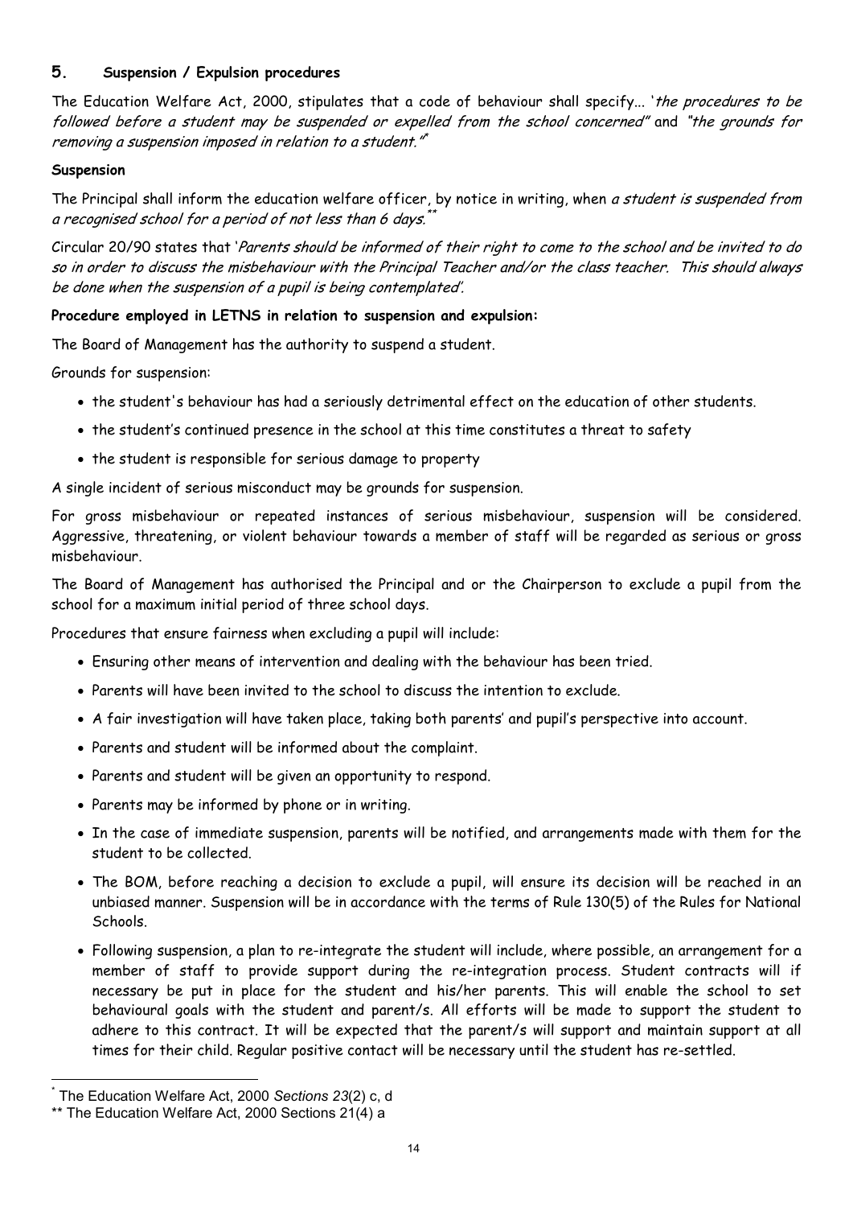## 5. Suspension / Expulsion procedures

The Education Welfare Act, 2000, stipulates that a code of behaviour shall specify... '*the procedures to be followed before a student may be suspended or expelled from the school concerned"* and *"the grounds for removing a suspension imposed in relation to a student."*[*]

**Suspension**

The Principal shall inform the education welfare officer, by notice in writing, when *a student is suspended from a recognised school for a period of not less than 6 days.*[**]

Circular 20/90 states that '*Parents should be informed of their right to come to the school and be invited to do so in order to discuss the misbehaviour with the Principal Teacher and/or the class teacher. This should always be done when the suspension of a pupil is being contemplated'.*

**Procedure employed in LETNS in relation to suspension and expulsion:**

The Board of Management has the authority to suspend a student.

Grounds for suspension:

- the student's behaviour has had a seriously detrimental effect on the education of other students.
- the student's continued presence in the school at this time constitutes a threat to safety
- the student is responsible for serious damage to property

A single incident of serious misconduct may be grounds for suspension.

For gross misbehaviour or repeated instances of serious misbehaviour, suspension will be considered. Aggressive, threatening, or violent behaviour towards a member of staff will be regarded as serious or gross misbehaviour.

The Board of Management has authorised the Principal and or the Chairperson to exclude a pupil from the school for a maximum initial period of three school days.

Procedures that ensure fairness when excluding a pupil will include:

- Ensuring other means of intervention and dealing with the behaviour has been tried.
- Parents will have been invited to the school to discuss the intention to exclude.
- A fair investigation will have taken place, taking both parents' and pupil's perspective into account.
- Parents and student will be informed about the complaint.
- Parents and student will be given an opportunity to respond.
- Parents may be informed by phone or in writing.
- In the case of immediate suspension, parents will be notified, and arrangements made with them for the student to be collected.
- The BOM, before reaching a decision to exclude a pupil, will ensure its decision will be reached in an unbiased manner. Suspension will be in accordance with the terms of Rule 130(5) of the Rules for National Schools.
- Following suspension, a plan to re-integrate the student will include, where possible, an arrangement for a member of staff to provide support during the re-integration process. Student contracts will if necessary be put in place for the student and his/her parents. This will enable the school to set behavioural goals with the student and parent/s. All efforts will be made to support the student to adhere to this contract. It will be expected that the parent/s will support and maintain support at all times for their child. Regular positive contact will be necessary until the student has re-settled.

---

[*] The Education Welfare Act, 2000 *Sections 23*(2) c, d

[**] The Education Welfare Act, 2000 Sections 21(4) a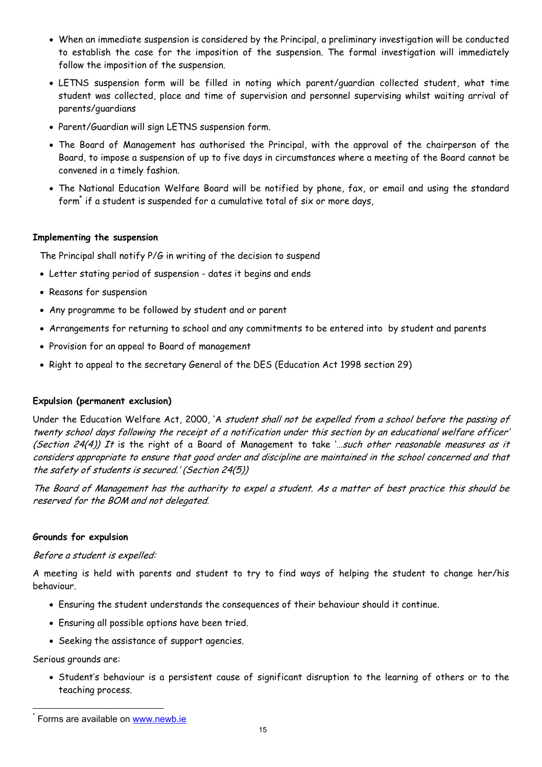- When an immediate suspension is considered by the Principal, a preliminary investigation will be conducted to establish the case for the imposition of the suspension. The formal investigation will immediately follow the imposition of the suspension.
- LETNS suspension form will be filled in noting which parent/guardian collected student, what time student was collected, place and time of supervision and personnel supervising whilst waiting arrival of parents/guardians
- Parent/Guardian will sign LETNS suspension form.
- The Board of Management has authorised the Principal, with the approval of the chairperson of the Board, to impose a suspension of up to five days in circumstances where a meeting of the Board cannot be convened in a timely fashion.
- The National Education Welfare Board will be notified by phone, fax, or email and using the standard form* if a student is suspended for a cumulative total of six or more days,

**Implementing the suspension**

The Principal shall notify P/G in writing of the decision to suspend

- Letter stating period of suspension - dates it begins and ends
- Reasons for suspension
- Any programme to be followed by student and or parent
- Arrangements for returning to school and any commitments to be entered into by student and parents
- Provision for an appeal to Board of management
- Right to appeal to the secretary General of the DES (Education Act 1998 section 29)

**Expulsion (permanent exclusion)**

Under the Education Welfare Act, 2000, '*A student shall not be expelled from a school before the passing of twenty school days following the receipt of a notification under this section by an educational welfare officer' (Section 24(4)) It* is the right of a Board of Management to take '*…such other reasonable measures as it considers appropriate to ensure that good order and discipline are maintained in the school concerned and that the safety of students is secured.' (Section 24(5))*

*The Board of Management has the authority to expel a student. As a matter of best practice this should be reserved for the BOM and not delegated.*

**Grounds for expulsion**

*Before a student is expelled:*

A meeting is held with parents and student to try to find ways of helping the student to change her/his behaviour.

- Ensuring the student understands the consequences of their behaviour should it continue.
- Ensuring all possible options have been tried.
- Seeking the assistance of support agencies.

Serious grounds are:

- Student's behaviour is a persistent cause of significant disruption to the learning of others or to the teaching process.

---

* Forms are available on www.newb.ie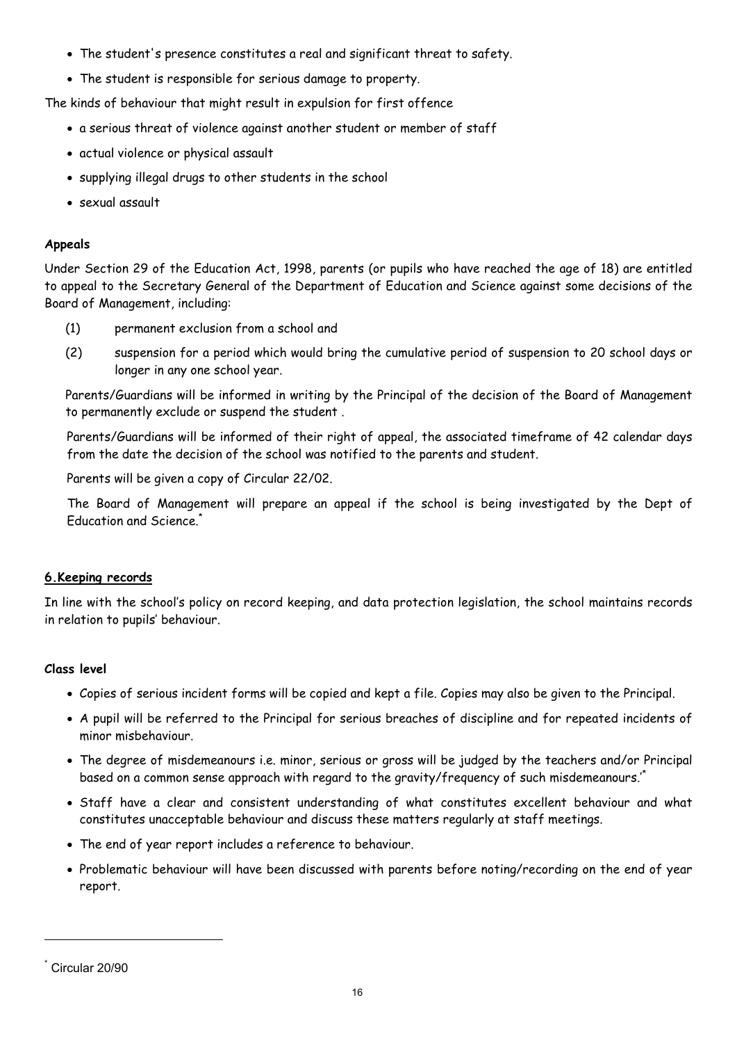- The student's presence constitutes a real and significant threat to safety.
- The student is responsible for serious damage to property.

The kinds of behaviour that might result in expulsion for first offence

- a serious threat of violence against another student or member of staff
- actual violence or physical assault
- supplying illegal drugs to other students in the school
- sexual assault

**Appeals**

Under Section 29 of the Education Act, 1998, parents (or pupils who have reached the age of 18) are entitled to appeal to the Secretary General of the Department of Education and Science against some decisions of the Board of Management, including:

(1) permanent exclusion from a school and

(2) suspension for a period which would bring the cumulative period of suspension to 20 school days or longer in any one school year.

Parents/Guardians will be informed in writing by the Principal of the decision of the Board of Management to permanently exclude or suspend the student .

Parents/Guardians will be informed of their right of appeal, the associated timeframe of 42 calendar days from the date the decision of the school was notified to the parents and student.

Parents will be given a copy of Circular 22/02.

The Board of Management will prepare an appeal if the school is being investigated by the Dept of Education and Science.[*]

## 6.Keeping records

In line with the school's policy on record keeping, and data protection legislation, the school maintains records in relation to pupils' behaviour.

**Class level**

- Copies of serious incident forms will be copied and kept a file. Copies may also be given to the Principal.
- A pupil will be referred to the Principal for serious breaches of discipline and for repeated incidents of minor misbehaviour.
- The degree of misdemeanours i.e. minor, serious or gross will be judged by the teachers and/or Principal based on a common sense approach with regard to the gravity/frequency of such misdemeanours.'[*]
- Staff have a clear and consistent understanding of what constitutes excellent behaviour and what constitutes unacceptable behaviour and discuss these matters regularly at staff meetings.
- The end of year report includes a reference to behaviour.
- Problematic behaviour will have been discussed with parents before noting/recording on the end of year report.

---

[*] Circular 20/90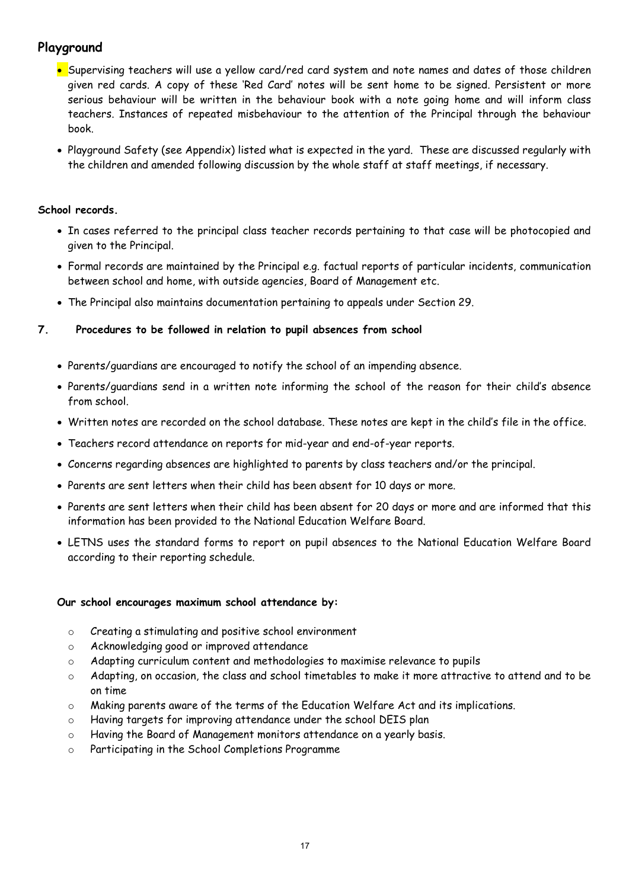## Playground

- Supervising teachers will use a yellow card/red card system and note names and dates of those children given red cards. A copy of these 'Red Card' notes will be sent home to be signed. Persistent or more serious behaviour will be written in the behaviour book with a note going home and will inform class teachers. Instances of repeated misbehaviour to the attention of the Principal through the behaviour book.
- Playground Safety (see Appendix) listed what is expected in the yard. These are discussed regularly with the children and amended following discussion by the whole staff at staff meetings, if necessary.

**School records.**

- In cases referred to the principal class teacher records pertaining to that case will be photocopied and given to the Principal.
- Formal records are maintained by the Principal e.g. factual reports of particular incidents, communication between school and home, with outside agencies, Board of Management etc.
- The Principal also maintains documentation pertaining to appeals under Section 29.

### 7. Procedures to be followed in relation to pupil absences from school

- Parents/guardians are encouraged to notify the school of an impending absence.
- Parents/guardians send in a written note informing the school of the reason for their child's absence from school.
- Written notes are recorded on the school database. These notes are kept in the child's file in the office.
- Teachers record attendance on reports for mid-year and end-of-year reports.
- Concerns regarding absences are highlighted to parents by class teachers and/or the principal.
- Parents are sent letters when their child has been absent for 10 days or more.
- Parents are sent letters when their child has been absent for 20 days or more and are informed that this information has been provided to the National Education Welfare Board.
- LETNS uses the standard forms to report on pupil absences to the National Education Welfare Board according to their reporting schedule.

**Our school encourages maximum school attendance by:**

- Creating a stimulating and positive school environment
- Acknowledging good or improved attendance
- Adapting curriculum content and methodologies to maximise relevance to pupils
- Adapting, on occasion, the class and school timetables to make it more attractive to attend and to be on time
- Making parents aware of the terms of the Education Welfare Act and its implications.
- Having targets for improving attendance under the school DEIS plan
- Having the Board of Management monitors attendance on a yearly basis.
- Participating in the School Completions Programme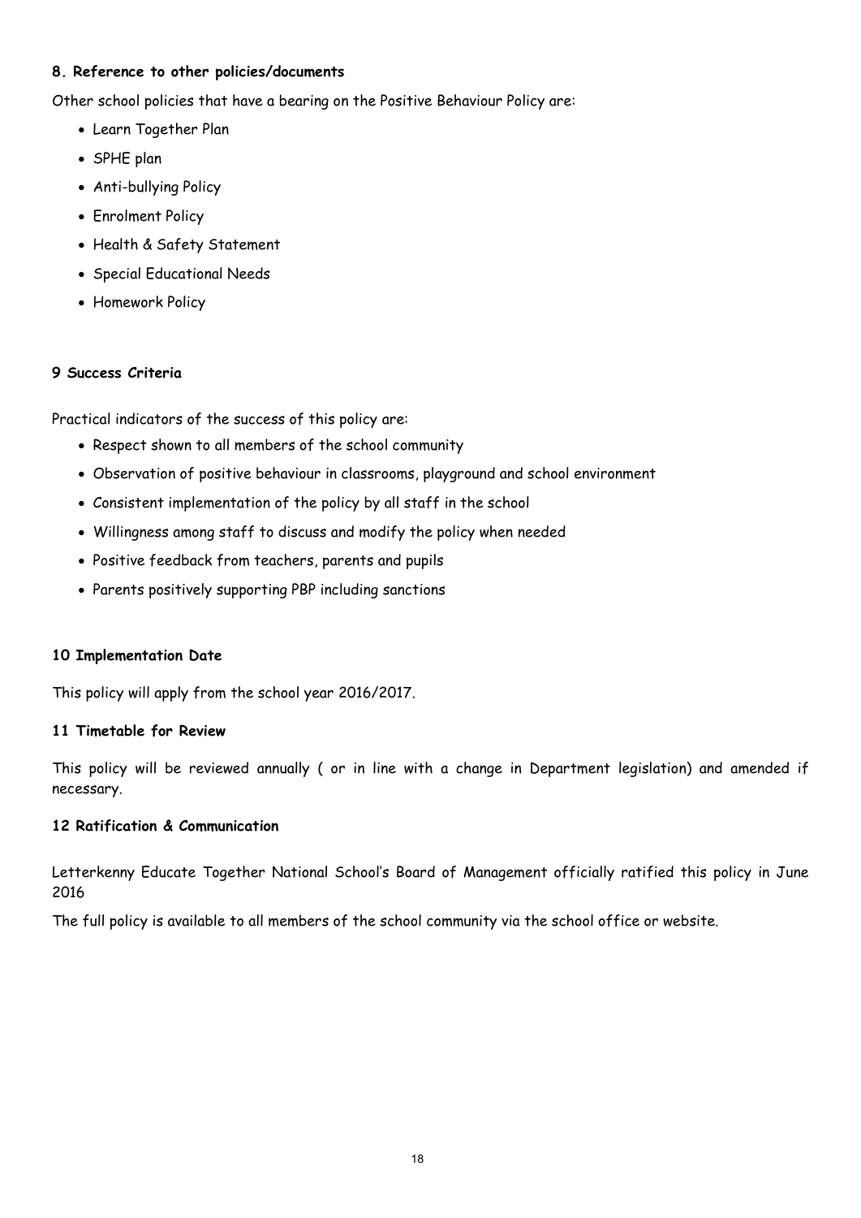### 8. Reference to other policies/documents

Other school policies that have a bearing on the Positive Behaviour Policy are:

- Learn Together Plan
- SPHE plan
- Anti-bullying Policy
- Enrolment Policy
- Health & Safety Statement
- Special Educational Needs
- Homework Policy

### 9 Success Criteria

Practical indicators of the success of this policy are:

- Respect shown to all members of the school community
- Observation of positive behaviour in classrooms, playground and school environment
- Consistent implementation of the policy by all staff in the school
- Willingness among staff to discuss and modify the policy when needed
- Positive feedback from teachers, parents and pupils
- Parents positively supporting PBP including sanctions

### 10 Implementation Date

This policy will apply from the school year 2016/2017.

### 11 Timetable for Review

This policy will be reviewed annually ( or in line with a change in Department legislation) and amended if necessary.

### 12 Ratification & Communication

Letterkenny Educate Together National School's Board of Management officially ratified this policy in June 2016

The full policy is available to all members of the school community via the school office or website.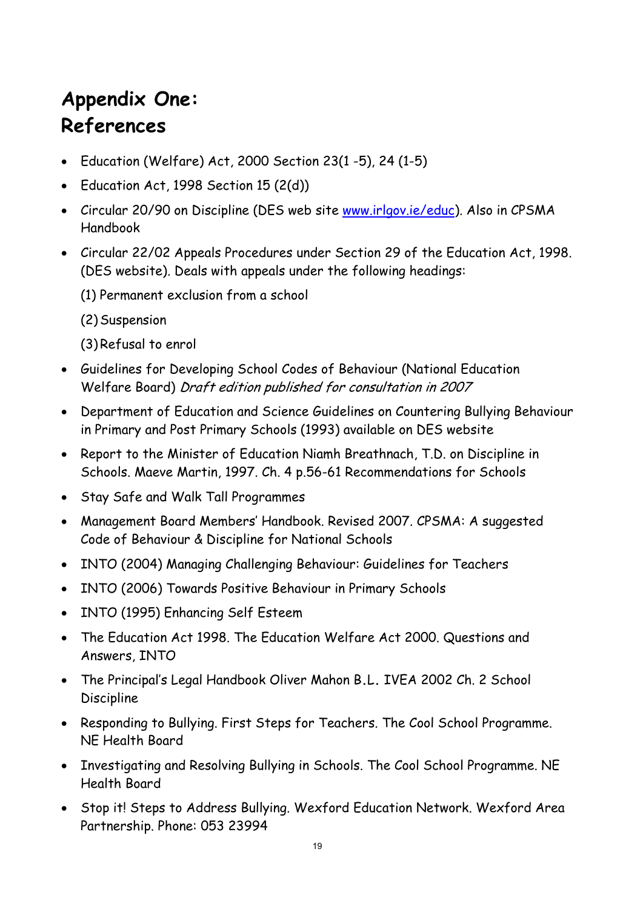# Appendix One: References

- Education (Welfare) Act, 2000 Section 23(1 -5), 24 (1-5)
- Education Act, 1998 Section 15 (2(d))
- Circular 20/90 on Discipline (DES web site [www.irlgov.ie/educ](www.irlgov.ie/educ)). Also in CPSMA Handbook
- Circular 22/02 Appeals Procedures under Section 29 of the Education Act, 1998. (DES website). Deals with appeals under the following headings:

  (1) Permanent exclusion from a school

  (2) Suspension

  (3) Refusal to enrol
- Guidelines for Developing School Codes of Behaviour (National Education Welfare Board) *Draft edition published for consultation in 2007*
- Department of Education and Science Guidelines on Countering Bullying Behaviour in Primary and Post Primary Schools (1993) available on DES website
- Report to the Minister of Education Niamh Breathnach, T.D. on Discipline in Schools. Maeve Martin, 1997. Ch. 4 p.56-61 Recommendations for Schools
- Stay Safe and Walk Tall Programmes
- Management Board Members' Handbook. Revised 2007. CPSMA: A suggested Code of Behaviour & Discipline for National Schools
- INTO (2004) Managing Challenging Behaviour: Guidelines for Teachers
- INTO (2006) Towards Positive Behaviour in Primary Schools
- INTO (1995) Enhancing Self Esteem
- The Education Act 1998. The Education Welfare Act 2000. Questions and Answers, INTO
- The Principal's Legal Handbook Oliver Mahon B.L. IVEA 2002 Ch. 2 School Discipline
- Responding to Bullying. First Steps for Teachers. The Cool School Programme. NE Health Board
- Investigating and Resolving Bullying in Schools. The Cool School Programme. NE Health Board
- Stop it! Steps to Address Bullying. Wexford Education Network. Wexford Area Partnership. Phone: 053 23994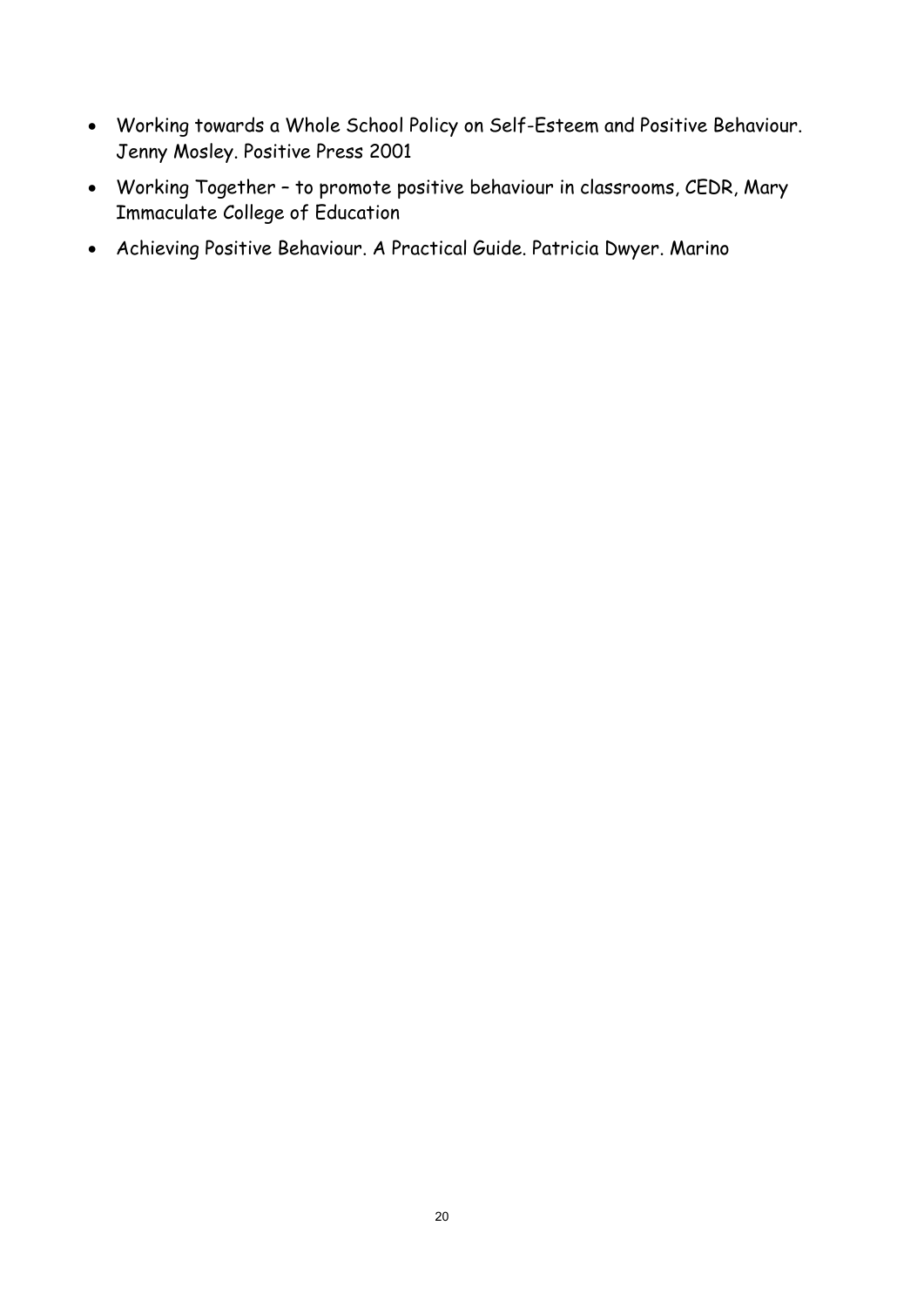- Working towards a Whole School Policy on Self-Esteem and Positive Behaviour. Jenny Mosley. Positive Press 2001
- Working Together – to promote positive behaviour in classrooms, CEDR, Mary Immaculate College of Education
- Achieving Positive Behaviour. A Practical Guide. Patricia Dwyer. Marino